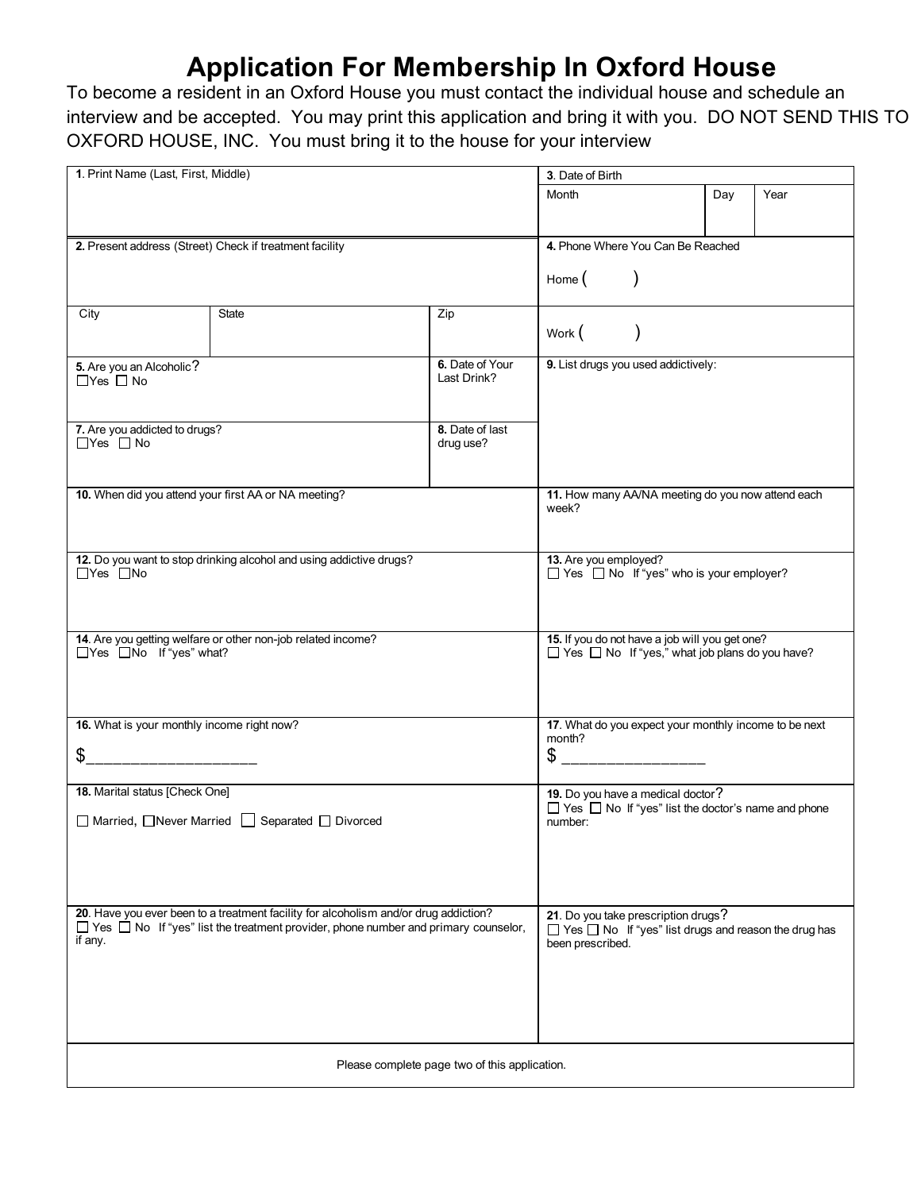# Application For Membership In Oxford House

To become a resident in an Oxford House you must contact the individual house and schedule an interview and be accepted. You may print this application and bring it with you. DO NOT SEND THIS TO OXFORD HOUSE, INC. You must bring it to the house for your interview

| | | | |
|---|---|---|---|
| **1**. Print Name (Last, First, Middle) | | | **3**. Date of Birth<br>Month / Day / Year |
| **2.** Present address (Street) Check if treatment facility | | | **4.** Phone Where You Can Be Reached<br>Home ( ) |
| City | State | Zip | Work ( ) |
| **5.** Are you an Alcoholic?<br>☐Yes ☐ No | | **6.** Date of Your Last Drink? | **9.** List drugs you used addictively: |
| **7.** Are you addicted to drugs?<br>☐Yes ☐ No | | **8.** Date of last drug use? | |
| **10.** When did you attend your first AA or NA meeting? | | | **11.** How many AA/NA meeting do you now attend each week? |
| **12.** Do you want to stop drinking alcohol and using addictive drugs?<br>☐Yes ☐No | | | **13.** Are you employed?<br>☐ Yes ☐ No If "yes" who is your employer? |
| **14**. Are you getting welfare or other non-job related income?<br>☐Yes ☐No If "yes" what? | | | **15.** If you do not have a job will you get one?<br>☐ Yes ☐ No If "yes," what job plans do you have? |
| **16.** What is your monthly income right now?<br>$____________________ | | | **17**. What do you expect your monthly income to be next month?<br>$ _________________ |
| **18.** Marital status [Check One]<br>☐ Married, ☐Never Married ☐ Separated ☐ Divorced | | | **19.** Do you have a medical doctor?<br>☐ Yes ☐ No If "yes" list the doctor's name and phone number: |
| **20**. Have you ever been to a treatment facility for alcoholism and/or drug addiction?<br>☐ Yes ☐ No If "yes" list the treatment provider, phone number and primary counselor, if any. | | | **21**. Do you take prescription drugs?<br>☐ Yes ☐ No If "yes" list drugs and reason the drug has been prescribed. |

Please complete page two of this application.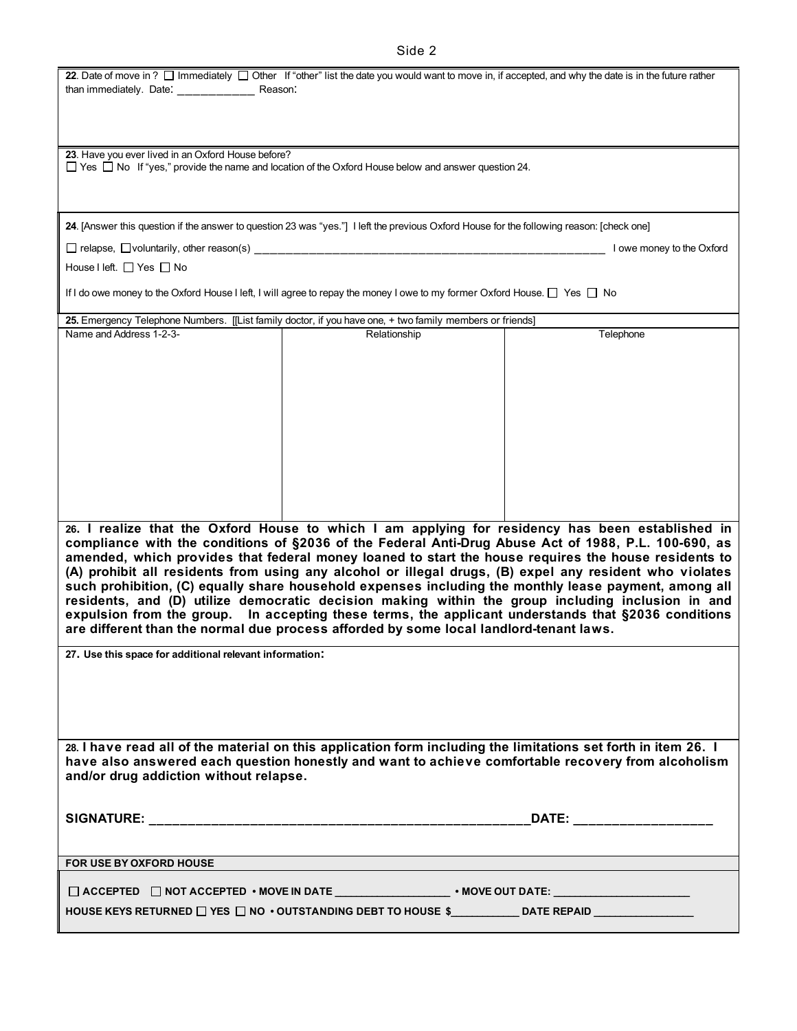Side 2

**22**. Date of move in ? ☐ Immediately ☐ Other If "other" list the date you would want to move in, if accepted, and why the date is in the future rather than immediately. Date: _____________ Reason:

**23**. Have you ever lived in an Oxford House before?
☐ Yes ☐ No If "yes," provide the name and location of the Oxford House below and answer question 24.

**24**. [Answer this question if the answer to question 23 was "yes."] I left the previous Oxford House for the following reason: [check one]

☐ relapse, ☐ voluntarily, other reason(s) ____________________________________________________________ I owe money to the Oxford House I left. ☐ Yes ☐ No

If I do owe money to the Oxford House I left, I will agree to repay the money I owe to my former Oxford House. ☐ Yes ☐ No

**25.** Emergency Telephone Numbers. [[List family doctor, if you have one, + two family members or friends]

| Name and Address 1-2-3- | Relationship | Telephone |
| --- | --- | --- |
| | | |

**26. I realize that the Oxford House to which I am applying for residency has been established in compliance with the conditions of §2036 of the Federal Anti-Drug Abuse Act of 1988, P.L. 100-690, as amended, which provides that federal money loaned to start the house requires the house residents to (A) prohibit all residents from using any alcohol or illegal drugs, (B) expel any resident who violates such prohibition, (C) equally share household expenses including the monthly lease payment, among all residents, and (D) utilize democratic decision making within the group including inclusion in and expulsion from the group. In accepting these terms, the applicant understands that §2036 conditions are different than the normal due process afforded by some local landlord-tenant laws.**

**27. Use this space for additional relevant information:**

**28. I have read all of the material on this application form including the limitations set forth in item 26. I have also answered each question honestly and want to achieve comfortable recovery from alcoholism and/or drug addiction without relapse.**

**SIGNATURE: ___________________________________________________DATE: __________________**

**FOR USE BY OXFORD HOUSE**

**☐ ACCEPTED ☐ NOT ACCEPTED • MOVE IN DATE ___________________ • MOVE OUT DATE: ______________________**

**HOUSE KEYS RETURNED ☐ YES ☐ NO • OUTSTANDING DEBT TO HOUSE $___________ DATE REPAID ________________**